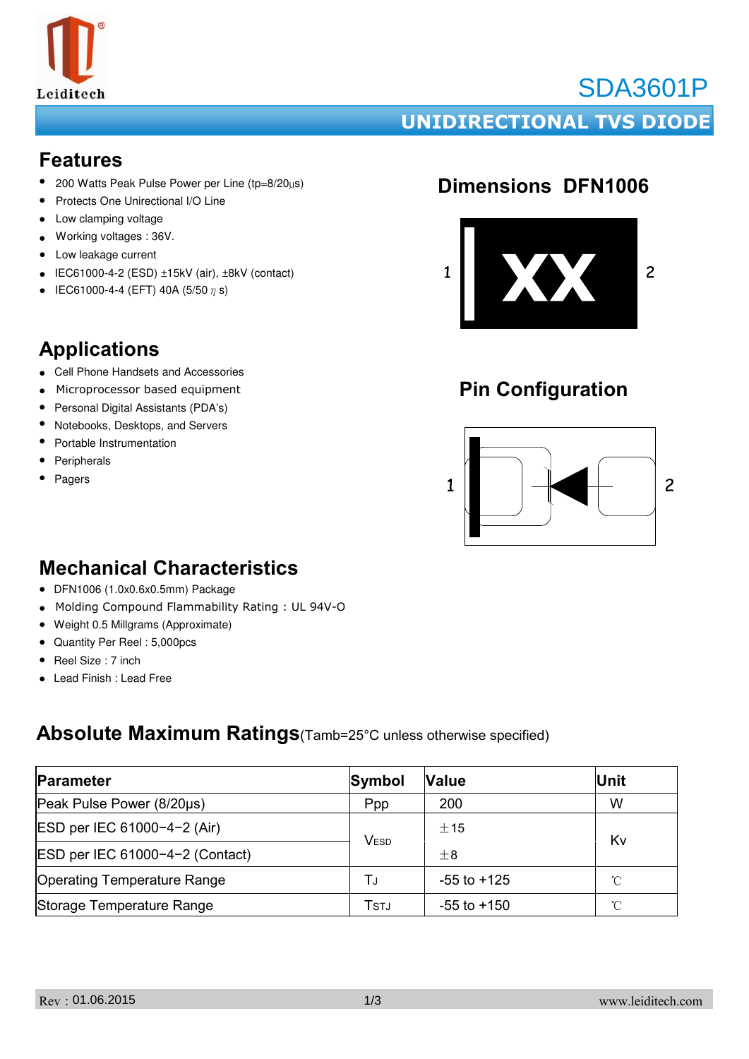# SDA3601P

## UNIDIRECTIONAL TVS DIODE

## Features

- 200 Watts Peak Pulse Power per Line (tp=8/20μs)
- Protects One Unirectional I/O Line
- Low clamping voltage
- Working voltages : 36V.
- Low leakage current
- IEC61000-4-2 (ESD) ±15kV (air), ±8kV (contact)
- IEC61000-4-4 (EFT) 40A (5/50 η s)

## Dimensions DFN1006

1 XX 2

## Applications

- Cell Phone Handsets and Accessories
- Microprocessor based equipment
- Personal Digital Assistants (PDA's)
- Notebooks, Desktops, and Servers
- Portable Instrumentation
- Peripherals
- Pagers

## Pin Configuration

1 2

## Mechanical Characteristics

- DFN1006 (1.0x0.6x0.5mm) Package
- Molding Compound Flammability Rating : UL 94V-O
- Weight 0.5 Millgrams (Approximate)
- Quantity Per Reel : 5,000pcs
- Reel Size : 7 inch
- Lead Finish : Lead Free

## Absolute Maximum Ratings(Tamb=25°C unless otherwise specified)

| Parameter | Symbol | Value | Unit |
|---|---|---|---|
| Peak Pulse Power (8/20μs) | Ppp | 200 | W |
| ESD per IEC 61000−4−2 (Air) | $V_{ESD}$ | ±15 | Kv |
| ESD per IEC 61000−4−2 (Contact) | | ±8 | |
| Operating Temperature Range | $T_J$ | -55 to +125 | ℃ |
| Storage Temperature Range | $T_{STJ}$ | -55 to +150 | ℃ |

Rev : 01.06.2015 www.leiditech.com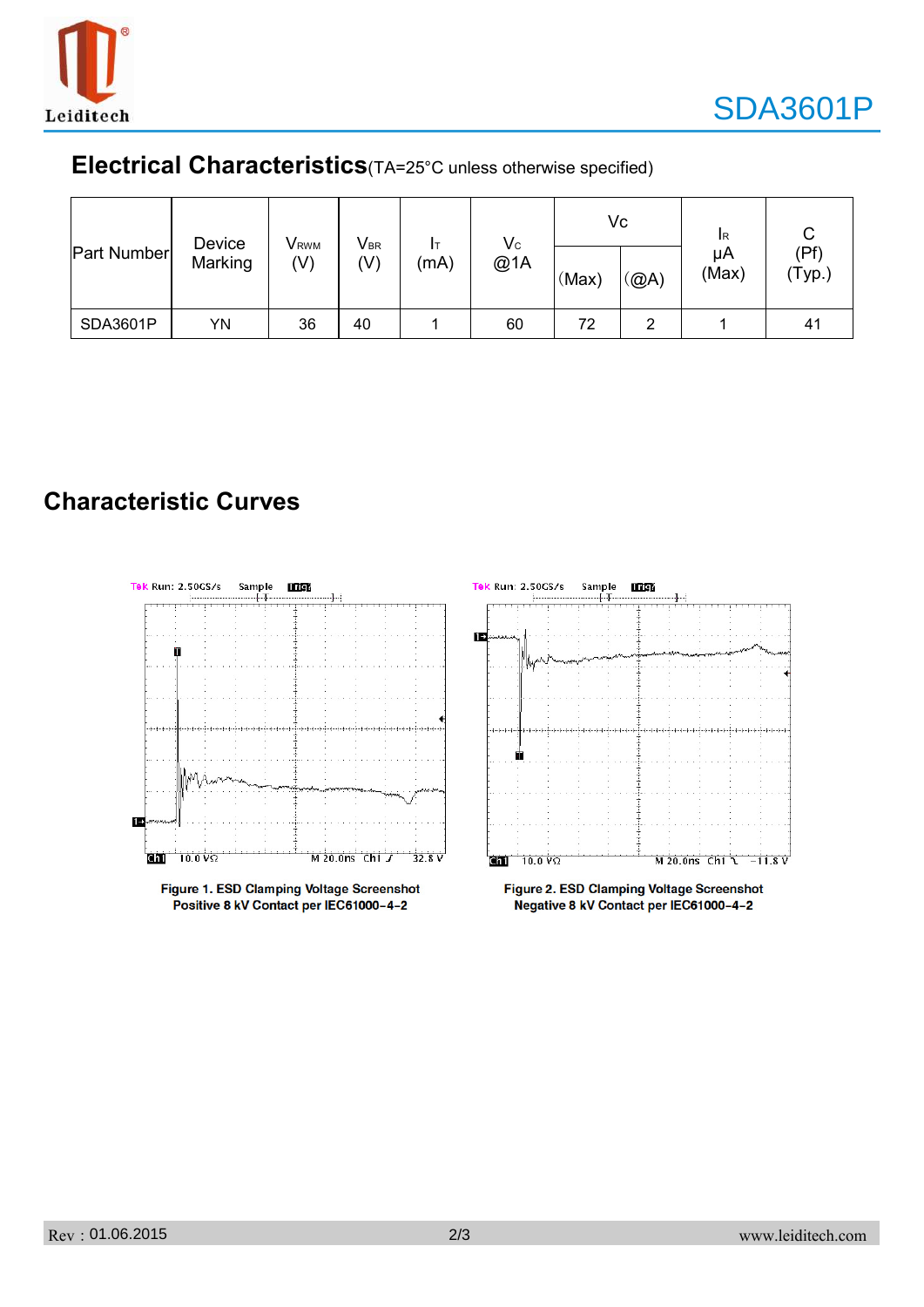## Electrical Characteristics(TA=25°C unless otherwise specified)

| Part Number | Device Marking | $V_{RWM}$ (V) | $V_{BR}$ (V) | $I_T$ (mA) | $V_C$ @1A | Vc | | $I_R$ µA (Max) | C (Pf) (Typ.) |
|---|---|---|---|---|---|---|---|---|---|
| | | | | | | (Max) | (@A) | | |
| SDA3601P | YN | 36 | 40 | 1 | 60 | 72 | 2 | 1 | 41 |

## Characteristic Curves

Figure 1. ESD Clamping Voltage Screenshot
Positive 8 kV Contact per IEC61000−4−2

Figure 2. ESD Clamping Voltage Screenshot
Negative 8 kV Contact per IEC61000−4−2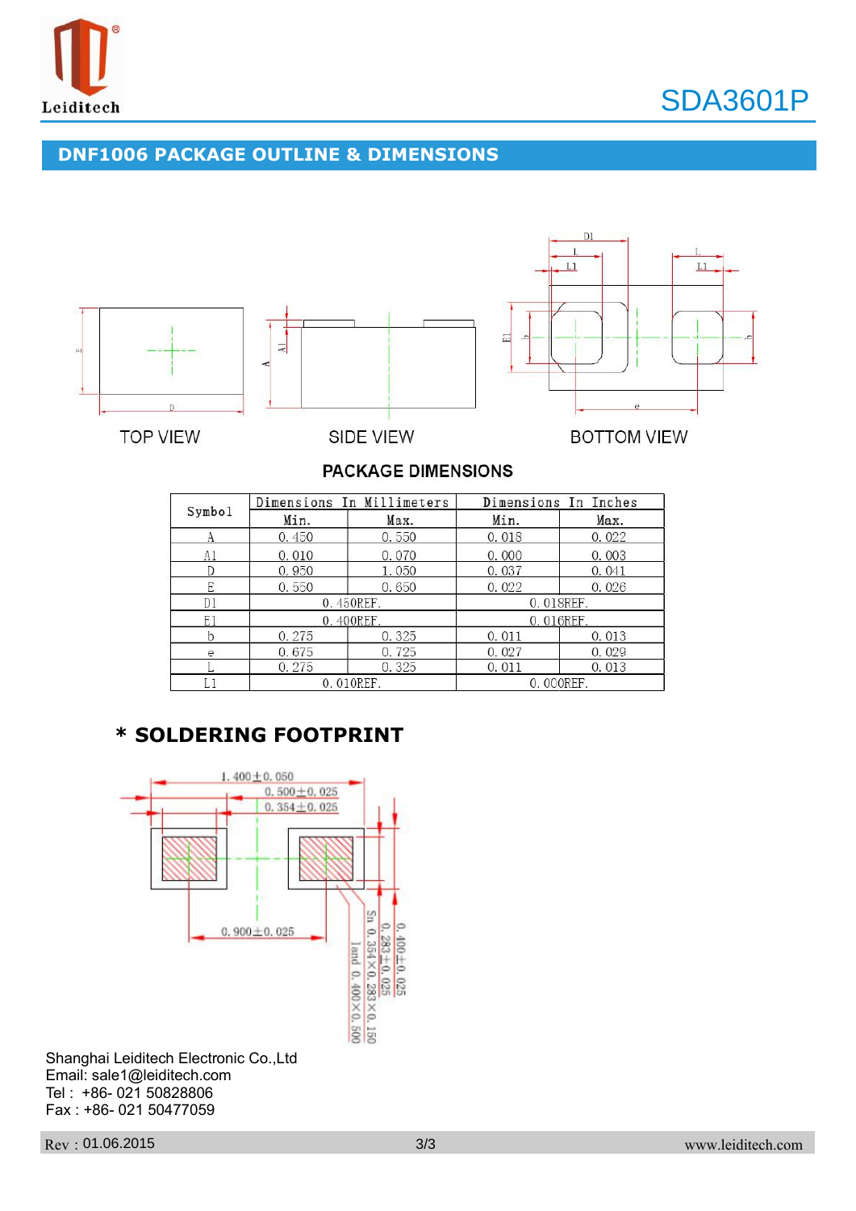SDA3601P

## DNF1006 PACKAGE OUTLINE & DIMENSIONS

TOP VIEW

SIDE VIEW

BOTTOM VIEW

### PACKAGE DIMENSIONS

| Symbol | Dimensions In Millimeters | | Dimensions In Inches | |
|---|---|---|---|---|
| | Min. | Max. | Min. | Max. |
| A | 0.450 | 0.550 | 0.018 | 0.022 |
| A1 | 0.010 | 0.070 | 0.000 | 0.003 |
| D | 0.950 | 1.050 | 0.037 | 0.041 |
| E | 0.550 | 0.650 | 0.022 | 0.026 |
| D1 | 0.450REF. | | 0.018REF. | |
| E1 | 0.400REF. | | 0.016REF. | |
| b | 0.275 | 0.325 | 0.011 | 0.013 |
| e | 0.675 | 0.725 | 0.027 | 0.029 |
| L | 0.275 | 0.325 | 0.011 | 0.013 |
| L1 | 0.010REF. | | 0.000REF. | |

## * SOLDERING FOOTPRINT

1.400±0.050

0.500±0.025

0.354±0.025

0.900±0.025

0.400±0.025

0.283±0.025

Sn 0.354×0.283×0.150

land 0.400×0.500

Shanghai Leiditech Electronic Co.,Ltd
Email: sale1@leiditech.com
Tel : +86- 021 50828806
Fax : +86- 021 50477059

Rev : 01.06.2015

www.leiditech.com